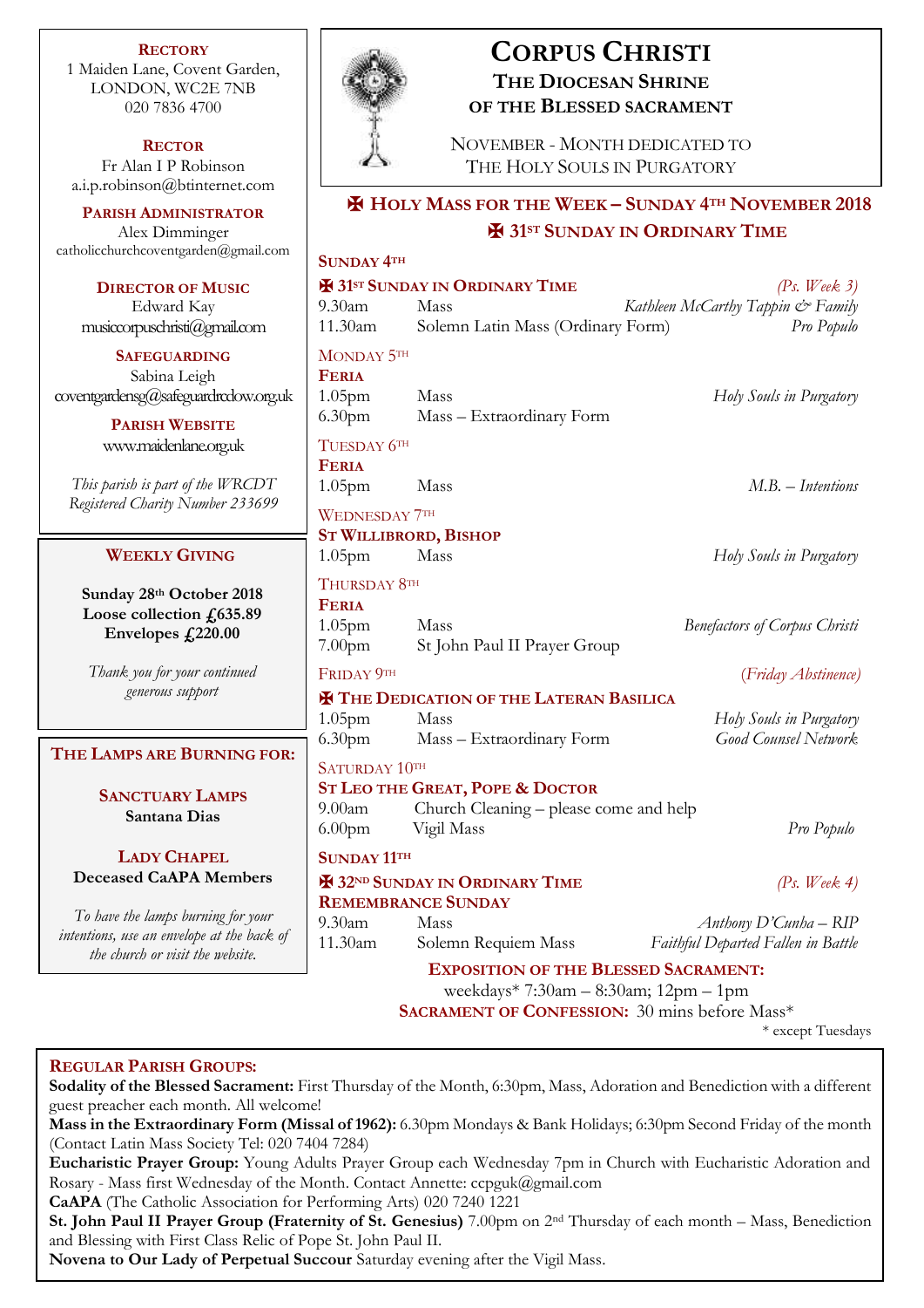# CORPUS CHRISTI

## THE DIOCESAN SHRINE OF THE BLESSED SACRAMENT

NOVEMBER - MONTH DEDICATED TO THE HOLY SOULS IN PURGATORY

**RECTORY**
1 Maiden Lane, Covent Garden,
LONDON, WC2E 7NB
020 7836 4700

**RECTOR**
Fr Alan I P Robinson
a.i.p.robinson@btinternet.com

**PARISH ADMINISTRATOR**
Alex Dimminger
catholicchurchcoventgarden@gmail.com

**DIRECTOR OF MUSIC**
Edward Kay
musiccorpuschristi@gmail.com

**SAFEGUARDING**
Sabina Leigh
coventgardensg@safeguardrcdow.org.uk

**PARISH WEBSITE**
www.maidenlane.org.uk

*This parish is part of the WRCDT Registered Charity Number 233699*

**WEEKLY GIVING**

**Sunday 28th October 2018**
**Loose collection £635.89**
**Envelopes £220.00**

*Thank you for your continued generous support*

**THE LAMPS ARE BURNING FOR:**

**SANCTUARY LAMPS**
**Santana Dias**

**LADY CHAPEL**
**Deceased CaAPA Members**

*To have the lamps burning for your intentions, use an envelope at the back of the church or visit the website.*

## ✠ HOLY MASS FOR THE WEEK – SUNDAY 4TH NOVEMBER 2018
## ✠ 31ST SUNDAY IN ORDINARY TIME

**SUNDAY 4TH**

**✠ 31ST SUNDAY IN ORDINARY TIME** *(Ps. Week 3)*

| | | |
|---|---|---|
| 9.30am | Mass | *Kathleen McCarthy Tappin & Family* |
| 11.30am | Solemn Latin Mass (Ordinary Form) | *Pro Populo* |

MONDAY 5TH
**FERIA**

| | | |
|---|---|---|
| 1.05pm | Mass | *Holy Souls in Purgatory* |
| 6.30pm | Mass – Extraordinary Form | |

TUESDAY 6TH
**FERIA**

| | | |
|---|---|---|
| 1.05pm | Mass | *M.B. – Intentions* |

WEDNESDAY 7TH
**ST WILLIBRORD, BISHOP**

| | | |
|---|---|---|
| 1.05pm | Mass | *Holy Souls in Purgatory* |

THURSDAY 8TH
**FERIA**

| | | |
|---|---|---|
| 1.05pm | Mass | *Benefactors of Corpus Christi* |
| 7.00pm | St John Paul II Prayer Group | |

FRIDAY 9TH *(Friday Abstinence)*
**✠ THE DEDICATION OF THE LATERAN BASILICA**

| | | |
|---|---|---|
| 1.05pm | Mass | *Holy Souls in Purgatory* |
| 6.30pm | Mass – Extraordinary Form | *Good Counsel Network* |

SATURDAY 10TH
**ST LEO THE GREAT, POPE & DOCTOR**

| | | |
|---|---|---|
| 9.00am | Church Cleaning – please come and help | |
| 6.00pm | Vigil Mass | *Pro Populo* |

**SUNDAY 11TH**

**✠ 32ND SUNDAY IN ORDINARY TIME** *(Ps. Week 4)*
**REMEMBRANCE SUNDAY**

| | | |
|---|---|---|
| 9.30am | Mass | *Anthony D'Cunha – RIP* |
| 11.30am | Solemn Requiem Mass | *Faithful Departed Fallen in Battle* |

**EXPOSITION OF THE BLESSED SACRAMENT:**
weekdays* 7:30am – 8:30am; 12pm – 1pm
**SACRAMENT OF CONFESSION:** 30 mins before Mass*
* except Tuesdays

**REGULAR PARISH GROUPS:**

**Sodality of the Blessed Sacrament:** First Thursday of the Month, 6:30pm, Mass, Adoration and Benediction with a different guest preacher each month. All welcome!

**Mass in the Extraordinary Form (Missal of 1962):** 6.30pm Mondays & Bank Holidays; 6:30pm Second Friday of the month (Contact Latin Mass Society Tel: 020 7404 7284)

**Eucharistic Prayer Group:** Young Adults Prayer Group each Wednesday 7pm in Church with Eucharistic Adoration and Rosary - Mass first Wednesday of the Month. Contact Annette: ccpguk@gmail.com

**CaAPA** (The Catholic Association for Performing Arts) 020 7240 1221

**St. John Paul II Prayer Group (Fraternity of St. Genesius)** 7.00pm on 2nd Thursday of each month – Mass, Benediction and Blessing with First Class Relic of Pope St. John Paul II.

**Novena to Our Lady of Perpetual Succour** Saturday evening after the Vigil Mass.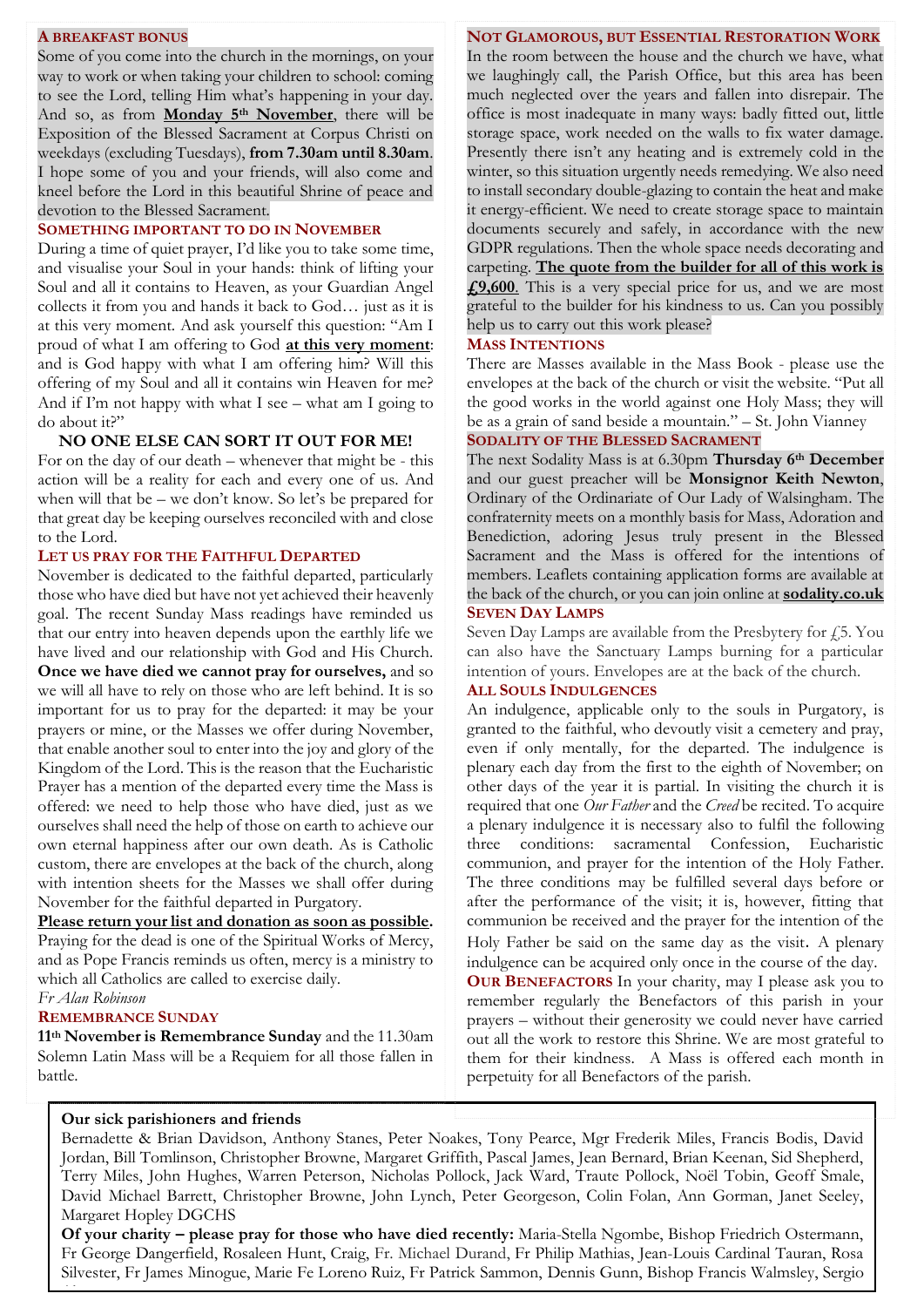## A BREAKFAST BONUS

Some of you come into the church in the mornings, on your way to work or when taking your children to school: coming to see the Lord, telling Him what's happening in your day. And so, as from **Monday 5th November**, there will be Exposition of the Blessed Sacrament at Corpus Christi on weekdays (excluding Tuesdays), **from 7.30am until 8.30am**. I hope some of you and your friends, will also come and kneel before the Lord in this beautiful Shrine of peace and devotion to the Blessed Sacrament.

## SOMETHING IMPORTANT TO DO IN NOVEMBER

During a time of quiet prayer, I'd like you to take some time, and visualise your Soul in your hands: think of lifting your Soul and all it contains to Heaven, as your Guardian Angel collects it from you and hands it back to God… just as it is at this very moment. And ask yourself this question: "Am I proud of what I am offering to God **at this very moment**: and is God happy with what I am offering him? Will this offering of my Soul and all it contains win Heaven for me? And if I'm not happy with what I see – what am I going to do about it?"

**NO ONE ELSE CAN SORT IT OUT FOR ME!**

For on the day of our death – whenever that might be - this action will be a reality for each and every one of us. And when will that be – we don't know. So let's be prepared for that great day be keeping ourselves reconciled with and close to the Lord.

## LET US PRAY FOR THE FAITHFUL DEPARTED

November is dedicated to the faithful departed, particularly those who have died but have not yet achieved their heavenly goal. The recent Sunday Mass readings have reminded us that our entry into heaven depends upon the earthly life we have lived and our relationship with God and His Church. **Once we have died we cannot pray for ourselves,** and so we will all have to rely on those who are left behind. It is so important for us to pray for the departed: it may be your prayers or mine, or the Masses we offer during November, that enable another soul to enter into the joy and glory of the Kingdom of the Lord. This is the reason that the Eucharistic Prayer has a mention of the departed every time the Mass is offered: we need to help those who have died, just as we ourselves shall need the help of those on earth to achieve our own eternal happiness after our own death. As is Catholic custom, there are envelopes at the back of the church, along with intention sheets for the Masses we shall offer during November for the faithful departed in Purgatory.

**Please return your list and donation as soon as possible.** Praying for the dead is one of the Spiritual Works of Mercy, and as Pope Francis reminds us often, mercy is a ministry to which all Catholics are called to exercise daily.

*Fr Alan Robinson*

## REMEMBRANCE SUNDAY

**11th November is Remembrance Sunday** and the 11.30am Solemn Latin Mass will be a Requiem for all those fallen in battle.

## NOT GLAMOROUS, BUT ESSENTIAL RESTORATION WORK

In the room between the house and the church we have, what we laughingly call, the Parish Office, but this area has been much neglected over the years and fallen into disrepair. The office is most inadequate in many ways: badly fitted out, little storage space, work needed on the walls to fix water damage. Presently there isn't any heating and is extremely cold in the winter, so this situation urgently needs remedying. We also need to install secondary double-glazing to contain the heat and make it energy-efficient. We need to create storage space to maintain documents securely and safely, in accordance with the new GDPR regulations. Then the whole space needs decorating and carpeting. **The quote from the builder for all of this work is £9,600**. This is a very special price for us, and we are most grateful to the builder for his kindness to us. Can you possibly help us to carry out this work please?

## MASS INTENTIONS

There are Masses available in the Mass Book - please use the envelopes at the back of the church or visit the website. "Put all the good works in the world against one Holy Mass; they will be as a grain of sand beside a mountain." – St. John Vianney

## SODALITY OF THE BLESSED SACRAMENT

The next Sodality Mass is at 6.30pm **Thursday 6th December** and our guest preacher will be **Monsignor Keith Newton**, Ordinary of the Ordinariate of Our Lady of Walsingham. The confraternity meets on a monthly basis for Mass, Adoration and Benediction, adoring Jesus truly present in the Blessed Sacrament and the Mass is offered for the intentions of members. Leaflets containing application forms are available at the back of the church, or you can join online at **sodality.co.uk**

## SEVEN DAY LAMPS

Seven Day Lamps are available from the Presbytery for £5. You can also have the Sanctuary Lamps burning for a particular intention of yours. Envelopes are at the back of the church.

## ALL SOULS INDULGENCES

An indulgence, applicable only to the souls in Purgatory, is granted to the faithful, who devoutly visit a cemetery and pray, even if only mentally, for the departed. The indulgence is plenary each day from the first to the eighth of November; on other days of the year it is partial. In visiting the church it is required that one *Our Father* and the *Creed* be recited. To acquire a plenary indulgence it is necessary also to fulfil the following three conditions: sacramental Confession, Eucharistic communion, and prayer for the intention of the Holy Father. The three conditions may be fulfilled several days before or after the performance of the visit; it is, however, fitting that communion be received and the prayer for the intention of the Holy Father be said on the same day as the visit. A plenary indulgence can be acquired only once in the course of the day.

**OUR BENEFACTORS** In your charity, may I please ask you to remember regularly the Benefactors of this parish in your prayers – without their generosity we could never have carried out all the work to restore this Shrine. We are most grateful to them for their kindness. A Mass is offered each month in perpetuity for all Benefactors of the parish.

**Our sick parishioners and friends**

Bernadette & Brian Davidson, Anthony Stanes, Peter Noakes, Tony Pearce, Mgr Frederik Miles, Francis Bodis, David Jordan, Bill Tomlinson, Christopher Browne, Margaret Griffith, Pascal James, Jean Bernard, Brian Keenan, Sid Shepherd, Terry Miles, John Hughes, Warren Peterson, Nicholas Pollock, Jack Ward, Traute Pollock, Noël Tobin, Geoff Smale, David Michael Barrett, Christopher Browne, John Lynch, Peter Georgeson, Colin Folan, Ann Gorman, Janet Seeley, Margaret Hopley DGCHS

**Of your charity – please pray for those who have died recently:** Maria-Stella Ngombe, Bishop Friedrich Ostermann, Fr George Dangerfield, Rosaleen Hunt, Craig, Fr. Michael Durand, Fr Philip Mathias, Jean-Louis Cardinal Tauran, Rosa Silvester, Fr James Minogue, Marie Fe Loreno Ruiz, Fr Patrick Sammon, Dennis Gunn, Bishop Francis Walmsley, Sergio